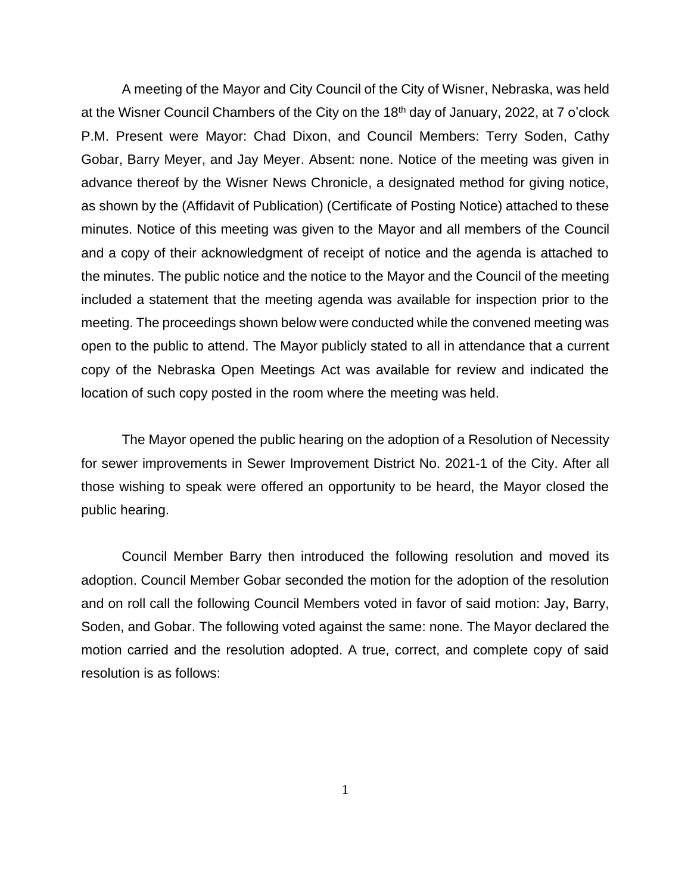A meeting of the Mayor and City Council of the City of Wisner, Nebraska, was held at the Wisner Council Chambers of the City on the 18th day of January, 2022, at 7 o'clock P.M. Present were Mayor: Chad Dixon, and Council Members: Terry Soden, Cathy Gobar, Barry Meyer, and Jay Meyer. Absent: none. Notice of the meeting was given in advance thereof by the Wisner News Chronicle, a designated method for giving notice, as shown by the (Affidavit of Publication) (Certificate of Posting Notice) attached to these minutes. Notice of this meeting was given to the Mayor and all members of the Council and a copy of their acknowledgment of receipt of notice and the agenda is attached to the minutes. The public notice and the notice to the Mayor and the Council of the meeting included a statement that the meeting agenda was available for inspection prior to the meeting. The proceedings shown below were conducted while the convened meeting was open to the public to attend. The Mayor publicly stated to all in attendance that a current copy of the Nebraska Open Meetings Act was available for review and indicated the location of such copy posted in the room where the meeting was held.

The Mayor opened the public hearing on the adoption of a Resolution of Necessity for sewer improvements in Sewer Improvement District No. 2021-1 of the City. After all those wishing to speak were offered an opportunity to be heard, the Mayor closed the public hearing.

Council Member Barry then introduced the following resolution and moved its adoption. Council Member Gobar seconded the motion for the adoption of the resolution and on roll call the following Council Members voted in favor of said motion: Jay, Barry, Soden, and Gobar. The following voted against the same: none. The Mayor declared the motion carried and the resolution adopted. A true, correct, and complete copy of said resolution is as follows: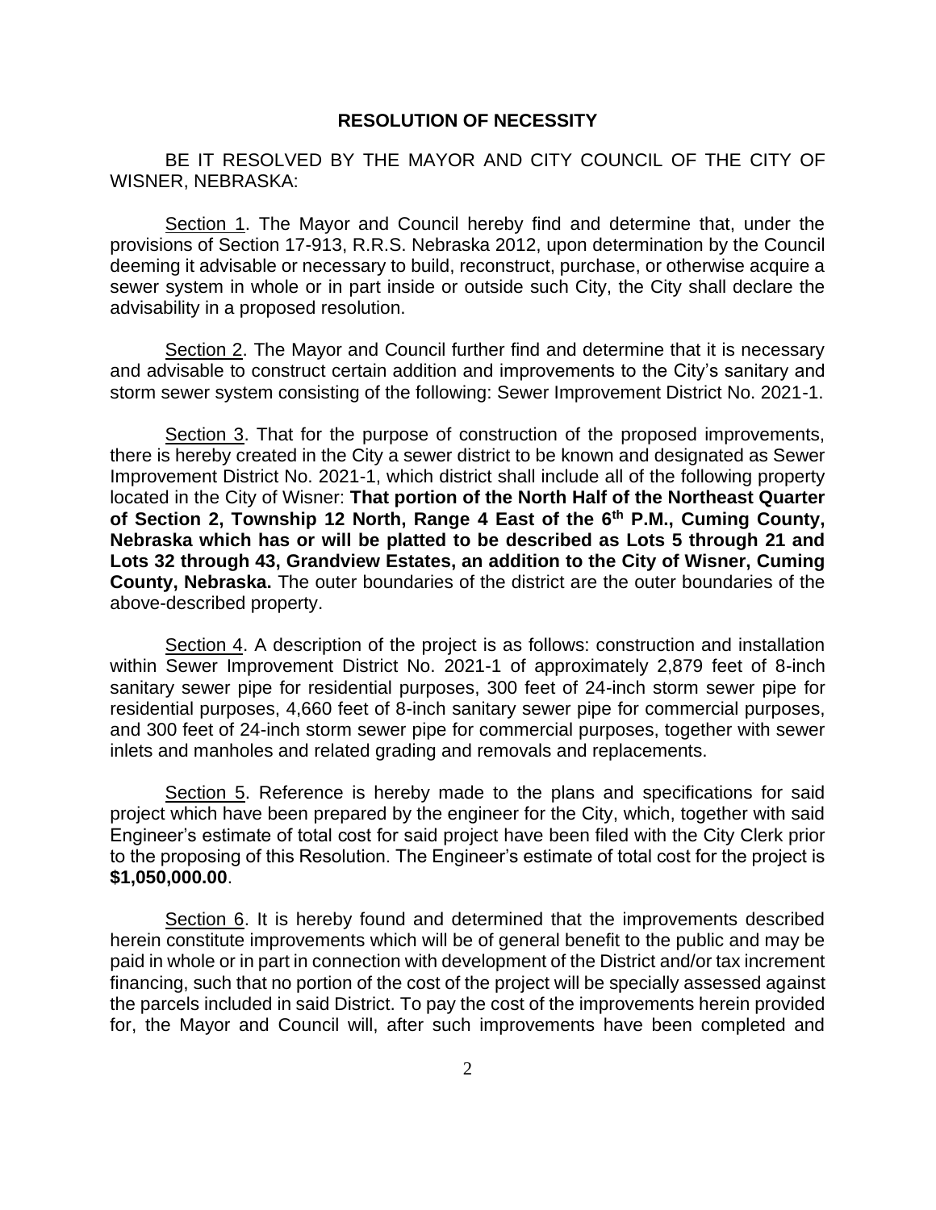## RESOLUTION OF NECESSITY

BE IT RESOLVED BY THE MAYOR AND CITY COUNCIL OF THE CITY OF WISNER, NEBRASKA:

Section 1. The Mayor and Council hereby find and determine that, under the provisions of Section 17-913, R.R.S. Nebraska 2012, upon determination by the Council deeming it advisable or necessary to build, reconstruct, purchase, or otherwise acquire a sewer system in whole or in part inside or outside such City, the City shall declare the advisability in a proposed resolution.

Section 2. The Mayor and Council further find and determine that it is necessary and advisable to construct certain addition and improvements to the City's sanitary and storm sewer system consisting of the following: Sewer Improvement District No. 2021-1.

Section 3. That for the purpose of construction of the proposed improvements, there is hereby created in the City a sewer district to be known and designated as Sewer Improvement District No. 2021-1, which district shall include all of the following property located in the City of Wisner: **That portion of the North Half of the Northeast Quarter of Section 2, Township 12 North, Range 4 East of the 6th P.M., Cuming County, Nebraska which has or will be platted to be described as Lots 5 through 21 and Lots 32 through 43, Grandview Estates, an addition to the City of Wisner, Cuming County, Nebraska.** The outer boundaries of the district are the outer boundaries of the above-described property.

Section 4. A description of the project is as follows: construction and installation within Sewer Improvement District No. 2021-1 of approximately 2,879 feet of 8-inch sanitary sewer pipe for residential purposes, 300 feet of 24-inch storm sewer pipe for residential purposes, 4,660 feet of 8-inch sanitary sewer pipe for commercial purposes, and 300 feet of 24-inch storm sewer pipe for commercial purposes, together with sewer inlets and manholes and related grading and removals and replacements.

Section 5. Reference is hereby made to the plans and specifications for said project which have been prepared by the engineer for the City, which, together with said Engineer's estimate of total cost for said project have been filed with the City Clerk prior to the proposing of this Resolution. The Engineer's estimate of total cost for the project is **$1,050,000.00**.

Section 6. It is hereby found and determined that the improvements described herein constitute improvements which will be of general benefit to the public and may be paid in whole or in part in connection with development of the District and/or tax increment financing, such that no portion of the cost of the project will be specially assessed against the parcels included in said District. To pay the cost of the improvements herein provided for, the Mayor and Council will, after such improvements have been completed and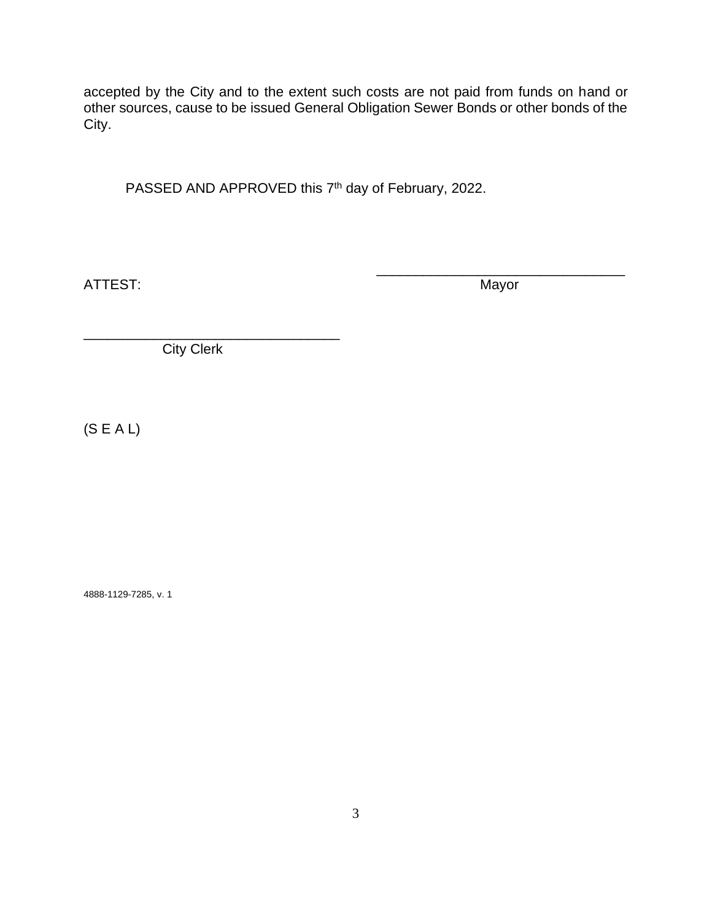accepted by the City and to the extent such costs are not paid from funds on hand or other sources, cause to be issued General Obligation Sewer Bonds or other bonds of the City.

PASSED AND APPROVED this 7th day of February, 2022.

ATTEST:

_________________________________
Mayor

_________________________________
City Clerk

(S E A L)

4888-1129-7285, v. 1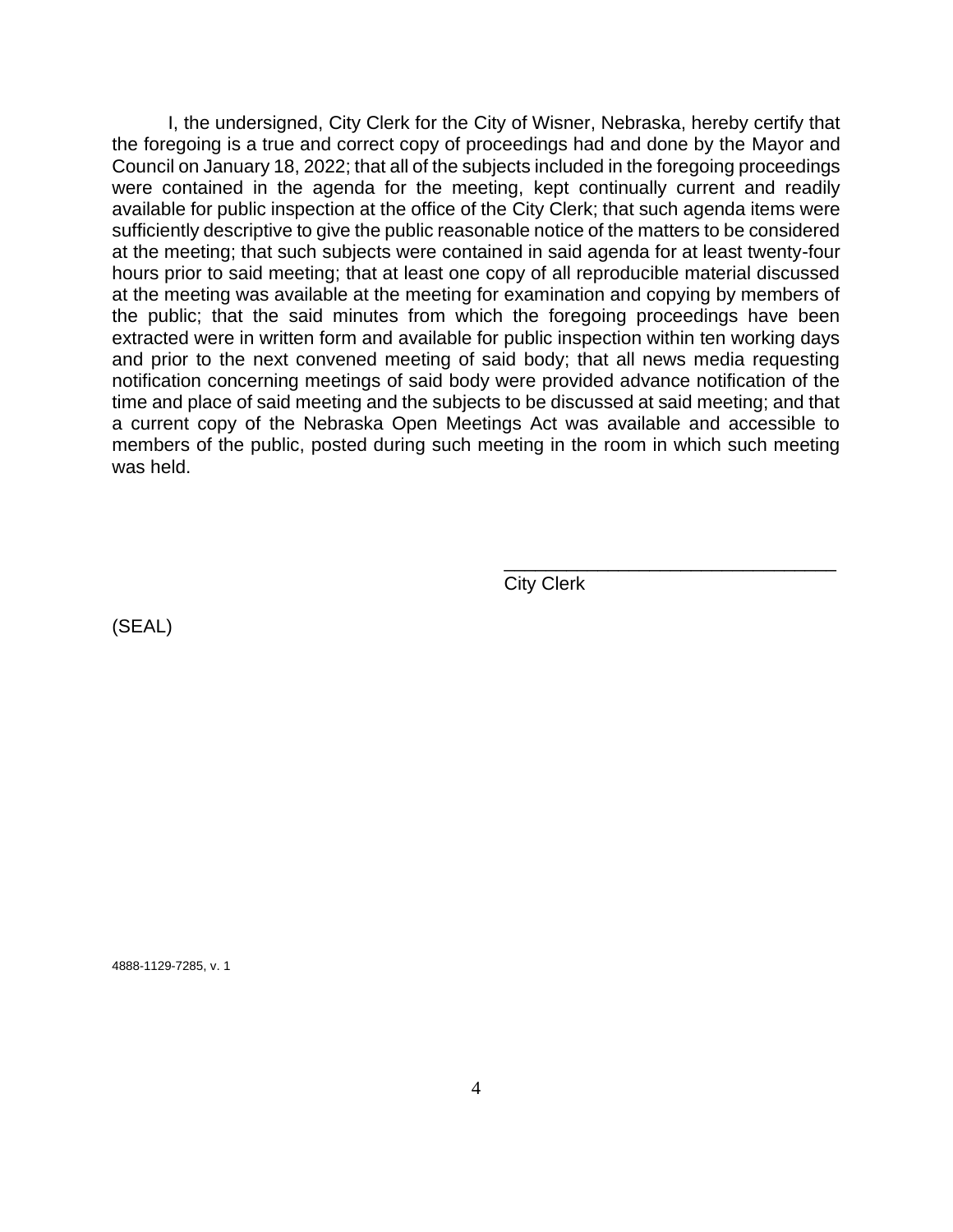I, the undersigned, City Clerk for the City of Wisner, Nebraska, hereby certify that the foregoing is a true and correct copy of proceedings had and done by the Mayor and Council on January 18, 2022; that all of the subjects included in the foregoing proceedings were contained in the agenda for the meeting, kept continually current and readily available for public inspection at the office of the City Clerk; that such agenda items were sufficiently descriptive to give the public reasonable notice of the matters to be considered at the meeting; that such subjects were contained in said agenda for at least twenty-four hours prior to said meeting; that at least one copy of all reproducible material discussed at the meeting was available at the meeting for examination and copying by members of the public; that the said minutes from which the foregoing proceedings have been extracted were in written form and available for public inspection within ten working days and prior to the next convened meeting of said body; that all news media requesting notification concerning meetings of said body were provided advance notification of the time and place of said meeting and the subjects to be discussed at said meeting; and that a current copy of the Nebraska Open Meetings Act was available and accessible to members of the public, posted during such meeting in the room in which such meeting was held.

\_\_\_\_\_\_\_\_\_\_\_\_\_\_\_\_\_\_\_\_\_\_\_\_\_\_\_\_\_\_\_\_
City Clerk

(SEAL)

4888-1129-7285, v. 1